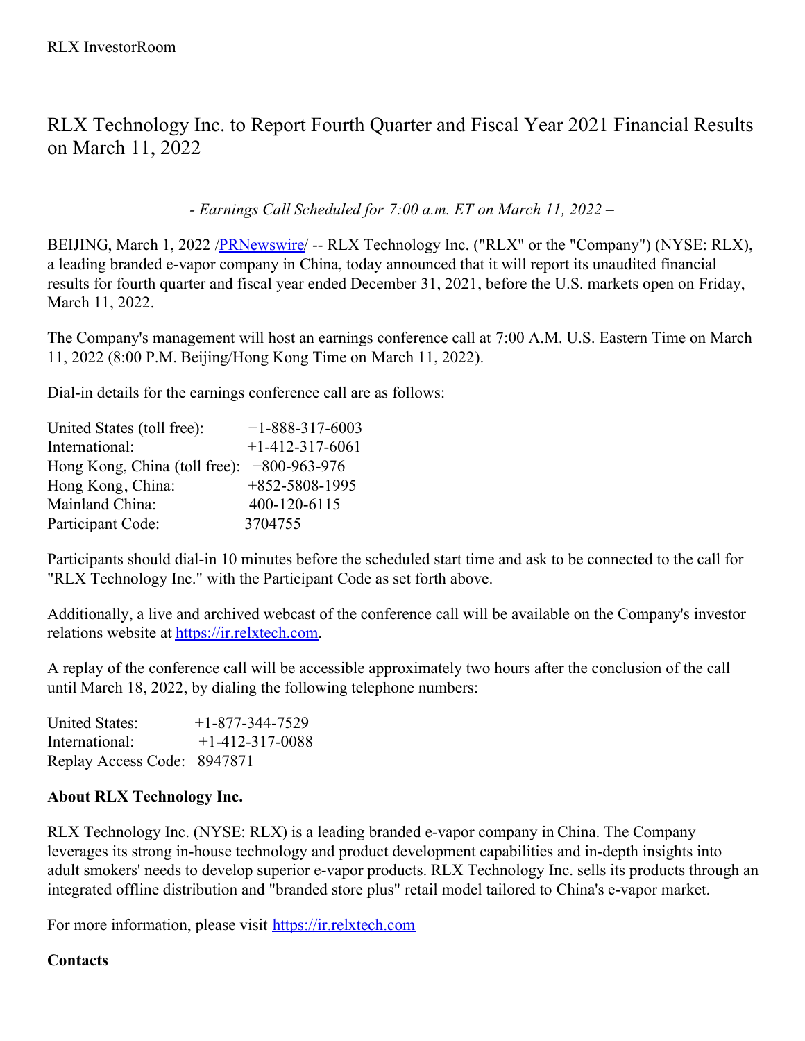RLX InvestorRoom

# RLX Technology Inc. to Report Fourth Quarter and Fiscal Year 2021 Financial Results on March 11, 2022

*- Earnings Call Scheduled for 7:00 a.m. ET on March 11, 2022 –*

BEIJING, March 1, 2022 /PRNewswire/ -- RLX Technology Inc. ("RLX" or the "Company") (NYSE: RLX), a leading branded e-vapor company in China, today announced that it will report its unaudited financial results for fourth quarter and fiscal year ended December 31, 2021, before the U.S. markets open on Friday, March 11, 2022.

The Company's management will host an earnings conference call at 7:00 A.M. U.S. Eastern Time on March 11, 2022 (8:00 P.M. Beijing/Hong Kong Time on March 11, 2022).

Dial-in details for the earnings conference call are as follows:

| | |
|---|---|
| United States (toll free): | +1-888-317-6003 |
| International: | +1-412-317-6061 |
| Hong Kong, China (toll free): | +800-963-976 |
| Hong Kong, China: | +852-5808-1995 |
| Mainland China: | 400-120-6115 |
| Participant Code: | 3704755 |

Participants should dial-in 10 minutes before the scheduled start time and ask to be connected to the call for "RLX Technology Inc." with the Participant Code as set forth above.

Additionally, a live and archived webcast of the conference call will be available on the Company's investor relations website at https://ir.relxtech.com.

A replay of the conference call will be accessible approximately two hours after the conclusion of the call until March 18, 2022, by dialing the following telephone numbers:

| | |
|---|---|
| United States: | +1-877-344-7529 |
| International: | +1-412-317-0088 |
| Replay Access Code: | 8947871 |

**About RLX Technology Inc.**

RLX Technology Inc. (NYSE: RLX) is a leading branded e-vapor company in China. The Company leverages its strong in-house technology and product development capabilities and in-depth insights into adult smokers' needs to develop superior e-vapor products. RLX Technology Inc. sells its products through an integrated offline distribution and "branded store plus" retail model tailored to China's e-vapor market.

For more information, please visit https://ir.relxtech.com

**Contacts**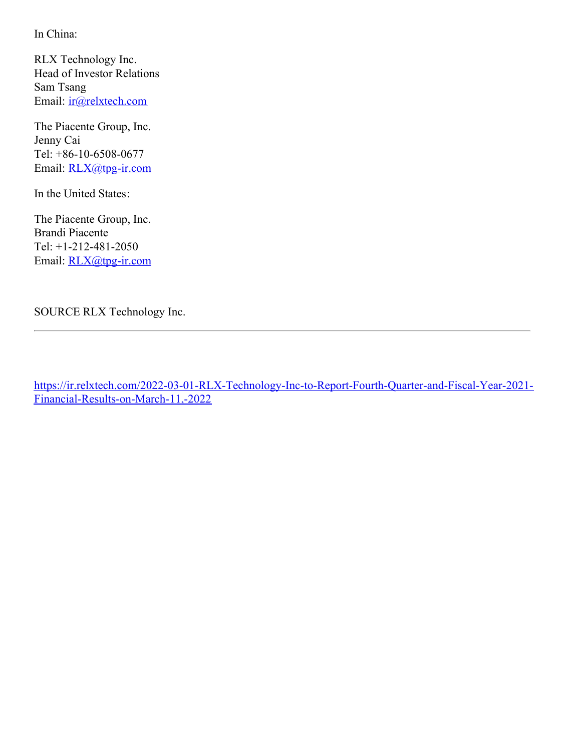In China:

RLX Technology Inc.
Head of Investor Relations
Sam Tsang
Email: ir@relxtech.com

The Piacente Group, Inc.
Jenny Cai
Tel: +86-10-6508-0677
Email: RLX@tpg-ir.com

In the United States:

The Piacente Group, Inc.
Brandi Piacente
Tel: +1-212-481-2050
Email: RLX@tpg-ir.com

SOURCE RLX Technology Inc.

---

https://ir.relxtech.com/2022-03-01-RLX-Technology-Inc-to-Report-Fourth-Quarter-and-Fiscal-Year-2021-Financial-Results-on-March-11,-2022